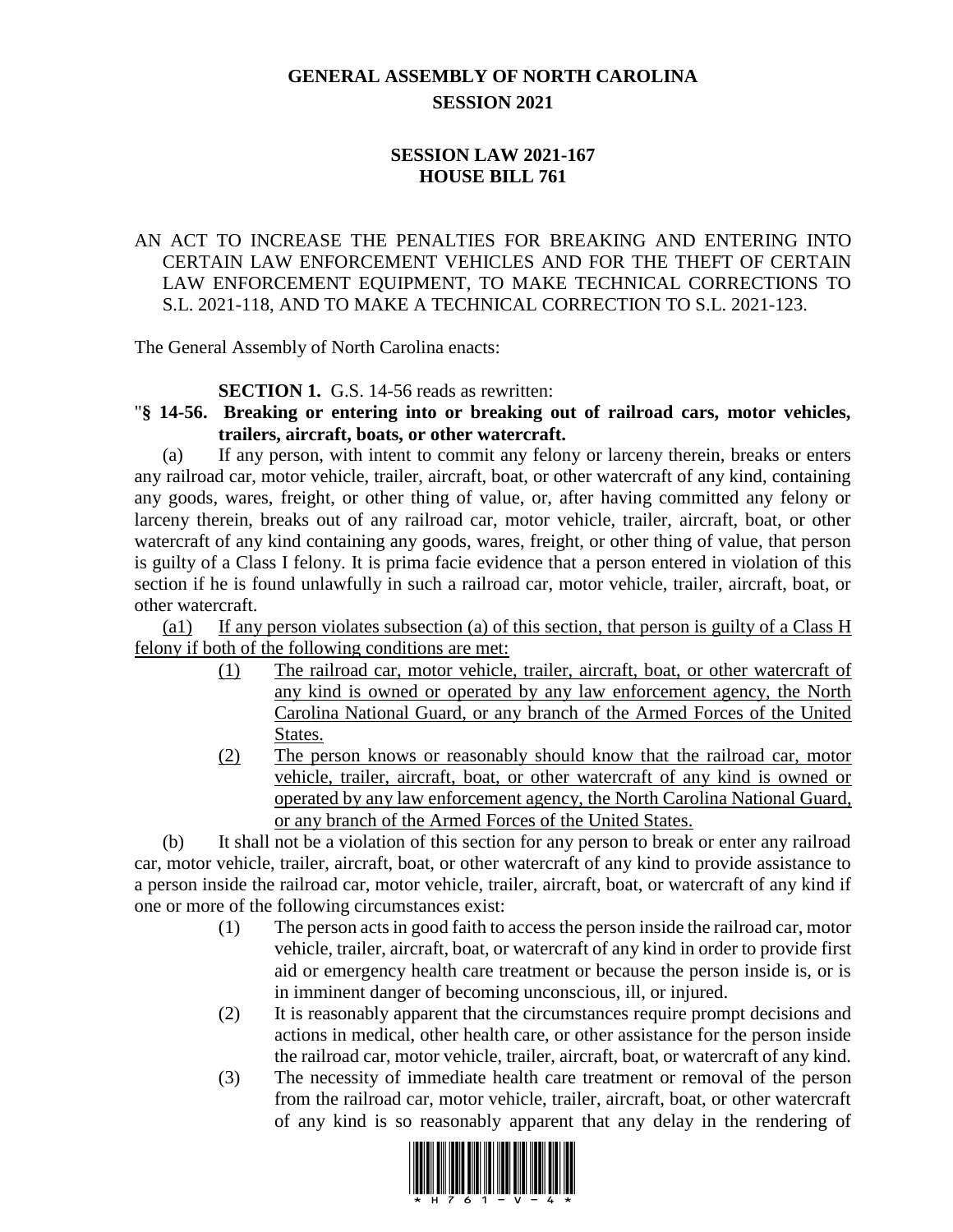# GENERAL ASSEMBLY OF NORTH CAROLINA
## SESSION 2021

## SESSION LAW 2021-167
## HOUSE BILL 761

AN ACT TO INCREASE THE PENALTIES FOR BREAKING AND ENTERING INTO CERTAIN LAW ENFORCEMENT VEHICLES AND FOR THE THEFT OF CERTAIN LAW ENFORCEMENT EQUIPMENT, TO MAKE TECHNICAL CORRECTIONS TO S.L. 2021-118, AND TO MAKE A TECHNICAL CORRECTION TO S.L. 2021-123.

The General Assembly of North Carolina enacts:

**SECTION 1.** G.S. 14-56 reads as rewritten:

"**§ 14-56. Breaking or entering into or breaking out of railroad cars, motor vehicles, trailers, aircraft, boats, or other watercraft.**

(a) If any person, with intent to commit any felony or larceny therein, breaks or enters any railroad car, motor vehicle, trailer, aircraft, boat, or other watercraft of any kind, containing any goods, wares, freight, or other thing of value, or, after having committed any felony or larceny therein, breaks out of any railroad car, motor vehicle, trailer, aircraft, boat, or other watercraft of any kind containing any goods, wares, freight, or other thing of value, that person is guilty of a Class I felony. It is prima facie evidence that a person entered in violation of this section if he is found unlawfully in such a railroad car, motor vehicle, trailer, aircraft, boat, or other watercraft.

(a1) If any person violates subsection (a) of this section, that person is guilty of a Class H felony if both of the following conditions are met:

(1) The railroad car, motor vehicle, trailer, aircraft, boat, or other watercraft of any kind is owned or operated by any law enforcement agency, the North Carolina National Guard, or any branch of the Armed Forces of the United States.

(2) The person knows or reasonably should know that the railroad car, motor vehicle, trailer, aircraft, boat, or other watercraft of any kind is owned or operated by any law enforcement agency, the North Carolina National Guard, or any branch of the Armed Forces of the United States.

(b) It shall not be a violation of this section for any person to break or enter any railroad car, motor vehicle, trailer, aircraft, boat, or other watercraft of any kind to provide assistance to a person inside the railroad car, motor vehicle, trailer, aircraft, boat, or watercraft of any kind if one or more of the following circumstances exist:

(1) The person acts in good faith to access the person inside the railroad car, motor vehicle, trailer, aircraft, boat, or watercraft of any kind in order to provide first aid or emergency health care treatment or because the person inside is, or is in imminent danger of becoming unconscious, ill, or injured.

(2) It is reasonably apparent that the circumstances require prompt decisions and actions in medical, other health care, or other assistance for the person inside the railroad car, motor vehicle, trailer, aircraft, boat, or watercraft of any kind.

(3) The necessity of immediate health care treatment or removal of the person from the railroad car, motor vehicle, trailer, aircraft, boat, or other watercraft of any kind is so reasonably apparent that any delay in the rendering of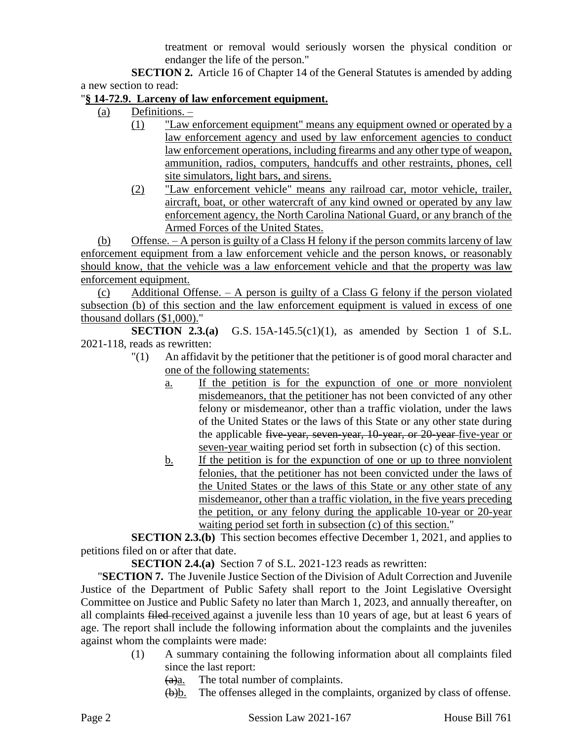treatment or removal would seriously worsen the physical condition or endanger the life of the person."

**SECTION 2.** Article 16 of Chapter 14 of the General Statutes is amended by adding a new section to read:

"**§ 14-72.9. Larceny of law enforcement equipment.**

(a) Definitions. –

(1) "Law enforcement equipment" means any equipment owned or operated by a law enforcement agency and used by law enforcement agencies to conduct law enforcement operations, including firearms and any other type of weapon, ammunition, radios, computers, handcuffs and other restraints, phones, cell site simulators, light bars, and sirens.

(2) "Law enforcement vehicle" means any railroad car, motor vehicle, trailer, aircraft, boat, or other watercraft of any kind owned or operated by any law enforcement agency, the North Carolina National Guard, or any branch of the Armed Forces of the United States.

(b) Offense. – A person is guilty of a Class H felony if the person commits larceny of law enforcement equipment from a law enforcement vehicle and the person knows, or reasonably should know, that the vehicle was a law enforcement vehicle and that the property was law enforcement equipment.

(c) Additional Offense. – A person is guilty of a Class G felony if the person violated subsection (b) of this section and the law enforcement equipment is valued in excess of one thousand dollars ($1,000)."

**SECTION 2.3.(a)** G.S. 15A-145.5(c1)(1), as amended by Section 1 of S.L. 2021-118, reads as rewritten:

"(1) An affidavit by the petitioner that the petitioner is of good moral character and one of the following statements:

a. If the petition is for the expunction of one or more nonviolent misdemeanors, that the petitioner has not been convicted of any other felony or misdemeanor, other than a traffic violation, under the laws of the United States or the laws of this State or any other state during the applicable ~~five-year, seven-year, 10-year, or 20-year~~ five-year or seven-year waiting period set forth in subsection (c) of this section.

b. If the petition is for the expunction of one or up to three nonviolent felonies, that the petitioner has not been convicted under the laws of the United States or the laws of this State or any other state of any misdemeanor, other than a traffic violation, in the five years preceding the petition, or any felony during the applicable 10-year or 20-year waiting period set forth in subsection (c) of this section."

**SECTION 2.3.(b)** This section becomes effective December 1, 2021, and applies to petitions filed on or after that date.

**SECTION 2.4.(a)** Section 7 of S.L. 2021-123 reads as rewritten:

"**SECTION 7.** The Juvenile Justice Section of the Division of Adult Correction and Juvenile Justice of the Department of Public Safety shall report to the Joint Legislative Oversight Committee on Justice and Public Safety no later than March 1, 2023, and annually thereafter, on all complaints ~~filed~~ received against a juvenile less than 10 years of age, but at least 6 years of age. The report shall include the following information about the complaints and the juveniles against whom the complaints were made:

(1) A summary containing the following information about all complaints filed since the last report:

~~(a)~~a. The total number of complaints.

~~(b)~~b. The offenses alleged in the complaints, organized by class of offense.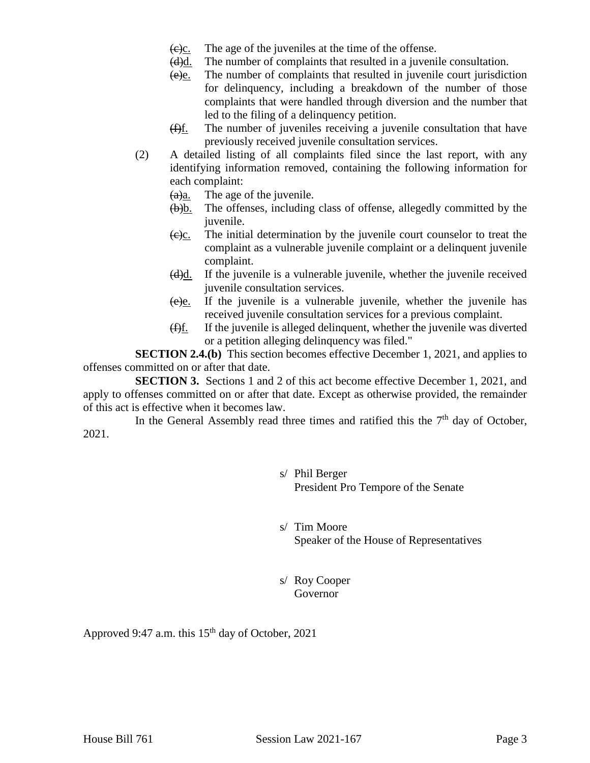~~(c)~~c. The age of the juveniles at the time of the offense.

~~(d)~~d. The number of complaints that resulted in a juvenile consultation.

~~(e)~~e. The number of complaints that resulted in juvenile court jurisdiction for delinquency, including a breakdown of the number of those complaints that were handled through diversion and the number that led to the filing of a delinquency petition.

~~(f)~~f. The number of juveniles receiving a juvenile consultation that have previously received juvenile consultation services.

(2) A detailed listing of all complaints filed since the last report, with any identifying information removed, containing the following information for each complaint:

~~(a)~~a. The age of the juvenile.

~~(b)~~b. The offenses, including class of offense, allegedly committed by the juvenile.

~~(c)~~c. The initial determination by the juvenile court counselor to treat the complaint as a vulnerable juvenile complaint or a delinquent juvenile complaint.

~~(d)~~d. If the juvenile is a vulnerable juvenile, whether the juvenile received juvenile consultation services.

~~(e)~~e. If the juvenile is a vulnerable juvenile, whether the juvenile has received juvenile consultation services for a previous complaint.

~~(f)~~f. If the juvenile is alleged delinquent, whether the juvenile was diverted or a petition alleging delinquency was filed."

**SECTION 2.4.(b)** This section becomes effective December 1, 2021, and applies to offenses committed on or after that date.

**SECTION 3.** Sections 1 and 2 of this act become effective December 1, 2021, and apply to offenses committed on or after that date. Except as otherwise provided, the remainder of this act is effective when it becomes law.

In the General Assembly read three times and ratified this the 7th day of October, 2021.

s/ Phil Berger
President Pro Tempore of the Senate

s/ Tim Moore
Speaker of the House of Representatives

s/ Roy Cooper
Governor

Approved 9:47 a.m. this 15th day of October, 2021